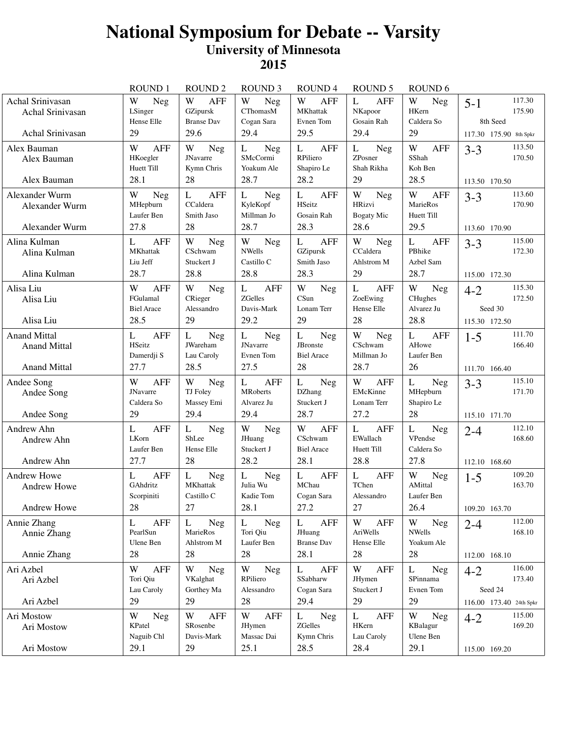# National Symposium for Debate -- Varsity

## University of Minnesota

## 2015

| | ROUND 1 | ROUND 2 | ROUND 3 | ROUND 4 | ROUND 5 | ROUND 6 | |
|---|---|---|---|---|---|---|---|
| Achal Srinivasan<br>Achal Srinivasan<br>Achal Srinivasan | W Neg<br>LSinger<br>Hense Elle<br>29 | W AFF<br>GZipursk<br>Branse Dav<br>29.6 | W Neg<br>CThomasM<br>Cogan Sara<br>29.4 | W AFF<br>MKhattak<br>Evnen Tom<br>29.5 | L AFF<br>NKapoor<br>Gosain Rah<br>29.4 | W Neg<br>HKern<br>Caldera So<br>29 | 5-1 117.30 175.90<br>8th Seed<br>117.30 175.90 8th Spkr |
| Alex Bauman<br>Alex Bauman<br>Alex Bauman | W AFF<br>HKoegler<br>Huett Till<br>28.1 | W Neg<br>JNavarre<br>Kymn Chris<br>28 | L Neg<br>SMcCormi<br>Yoakum Ale<br>28.7 | L AFF<br>RPiliero<br>Shapiro Le<br>28.2 | L Neg<br>ZPosner<br>Shah Rikha<br>29 | W AFF<br>SShah<br>Koh Ben<br>28.5 | 3-3 113.50 170.50<br>113.50 170.50 |
| Alexander Wurm<br>Alexander Wurm<br>Alexander Wurm | W Neg<br>MHepburn<br>Laufer Ben<br>27.8 | L AFF<br>CCaldera<br>Smith Jaso<br>28 | L Neg<br>KyleKopf<br>Millman Jo<br>28.7 | L AFF<br>HSeitz<br>Gosain Rah<br>28.3 | W Neg<br>HRizvi<br>Bogaty Mic<br>28.6 | W AFF<br>MarieRos<br>Huett Till<br>29.5 | 3-3 113.60 170.90<br>113.60 170.90 |
| Alina Kulman<br>Alina Kulman<br>Alina Kulman | L AFF<br>MKhattak<br>Liu Jeff<br>28.7 | W Neg<br>CSchwam<br>Stuckert J<br>28.8 | W Neg<br>NWells<br>Castillo C<br>28.8 | L AFF<br>GZipursk<br>Smith Jaso<br>28.3 | W Neg<br>CCaldera<br>Ahlstrom M<br>29 | L AFF<br>PBhike<br>Azbel Sam<br>28.7 | 3-3 115.00 172.30<br>115.00 172.30 |
| Alisa Liu<br>Alisa Liu<br>Alisa Liu | W AFF<br>FGulamal<br>Biel Arace<br>28.5 | W Neg<br>CRieger<br>Alessandro<br>29 | L AFF<br>ZGelles<br>Davis-Mark<br>29.2 | W Neg<br>CSun<br>Lonam Terr<br>29 | L AFF<br>ZoeEwing<br>Hense Elle<br>28 | W Neg<br>CHughes<br>Alvarez Ju<br>28.8 | 4-2 115.30 172.50<br>Seed 30<br>115.30 172.50 |
| Anand Mittal<br>Anand Mittal<br>Anand Mittal | L AFF<br>HSeitz<br>Damerdji S<br>27.7 | L Neg<br>JWareham<br>Lau Caroly<br>28.5 | L Neg<br>JNavarre<br>Evnen Tom<br>27.5 | L Neg<br>JBronste<br>Biel Arace<br>28 | W Neg<br>CSchwam<br>Millman Jo<br>28.7 | L AFF<br>AHowe<br>Laufer Ben<br>26 | 1-5 111.70 166.40<br>111.70 166.40 |
| Andee Song<br>Andee Song<br>Andee Song | W AFF<br>JNavarre<br>Caldera So<br>29 | W Neg<br>TJ Foley<br>Massey Emi<br>29.4 | L AFF<br>MRoberts<br>Alvarez Ju<br>29.4 | L Neg<br>DZhang<br>Stuckert J<br>28.7 | W AFF<br>EMcKinne<br>Lonam Terr<br>27.2 | L Neg<br>MHepburn<br>Shapiro Le<br>28 | 3-3 115.10 171.70<br>115.10 171.70 |
| Andrew Ahn<br>Andrew Ahn<br>Andrew Ahn | L AFF<br>LKorn<br>Laufer Ben<br>27.7 | L Neg<br>ShLee<br>Hense Elle<br>28 | W Neg<br>JHuang<br>Stuckert J<br>28.2 | W AFF<br>CSchwam<br>Biel Arace<br>28.1 | L AFF<br>EWallach<br>Huett Till<br>28.8 | L Neg<br>VPendse<br>Caldera So<br>27.8 | 2-4 112.10 168.60<br>112.10 168.60 |
| Andrew Howe<br>Andrew Howe<br>Andrew Howe | L AFF<br>GAhdritz<br>Scorpiniti<br>28 | L Neg<br>MKhattak<br>Castillo C<br>27 | L Neg<br>Julia Wu<br>Kadie Tom<br>28.1 | L AFF<br>MChau<br>Cogan Sara<br>27.2 | L AFF<br>TChen<br>Alessandro<br>27 | W Neg<br>AMittal<br>Laufer Ben<br>26.4 | 1-5 109.20 163.70<br>109.20 163.70 |
| Annie Zhang<br>Annie Zhang<br>Annie Zhang | L AFF<br>PearlSun<br>Ulene Ben<br>28 | L Neg<br>MarieRos<br>Ahlstrom M<br>28 | L Neg<br>Tori Qiu<br>Laufer Ben<br>28 | L AFF<br>JHuang<br>Branse Dav<br>28.1 | W AFF<br>AriWells<br>Hense Elle<br>28 | W Neg<br>NWells<br>Yoakum Ale<br>28 | 2-4 112.00 168.10<br>112.00 168.10 |
| Ari Azbel<br>Ari Azbel<br>Ari Azbel | W AFF<br>Tori Qiu<br>Lau Caroly<br>29 | W Neg<br>VKalghat<br>Gorthey Ma<br>29 | W Neg<br>RPiliero<br>Alessandro<br>28 | L AFF<br>SSabharw<br>Cogan Sara<br>29.4 | W AFF<br>JHymen<br>Stuckert J<br>29 | L Neg<br>SPinnama<br>Evnen Tom<br>29 | 4-2 116.00 173.40<br>Seed 24<br>116.00 173.40 24th Spkr |
| Ari Mostow<br>Ari Mostow<br>Ari Mostow | W Neg<br>KPatel<br>Naguib Chl<br>29.1 | W AFF<br>SRosenbe<br>Davis-Mark<br>29 | W AFF<br>JHymen<br>Massac Dai<br>25.1 | L Neg<br>ZGelles<br>Kymn Chris<br>28.5 | L AFF<br>HKern<br>Lau Caroly<br>28.4 | W Neg<br>KBalagur<br>Ulene Ben<br>29.1 | 4-2 115.00 169.20<br>115.00 169.20 |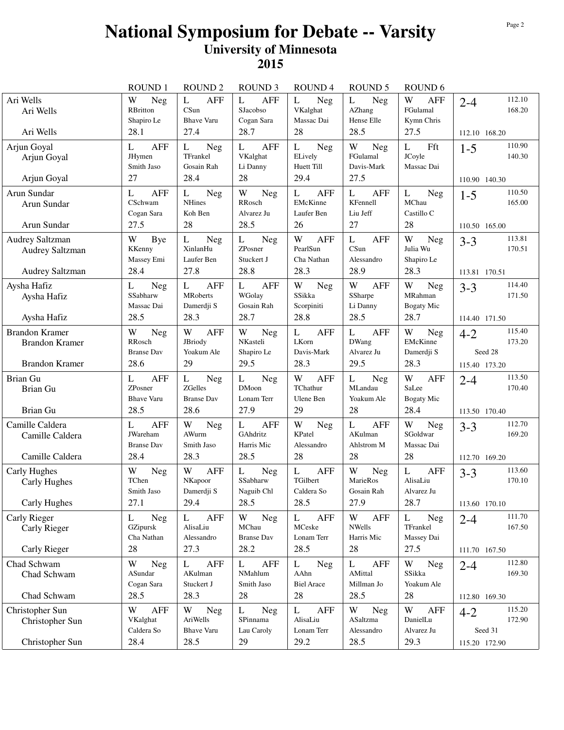# National Symposium for Debate -- Varsity

## University of Minnesota

## 2015

| | ROUND 1 | ROUND 2 | ROUND 3 | ROUND 4 | ROUND 5 | ROUND 6 | |
|---|---|---|---|---|---|---|---|
| Ari Wells<br>Ari Wells<br>Ari Wells | W Neg<br>RBritton<br>Shapiro Le<br>28.1 | L AFF<br>CSun<br>Bhave Varu<br>27.4 | L AFF<br>SJacobso<br>Cogan Sara<br>28.7 | L Neg<br>VKalghat<br>Massac Dai<br>28 | L Neg<br>AZhang<br>Hense Elle<br>28.5 | W AFF<br>FGulamal<br>Kymn Chris<br>27.5 | 2-4 112.10 168.20<br>112.10 168.20 |
| Arjun Goyal<br>Arjun Goyal<br>Arjun Goyal | L AFF<br>JHymen<br>Smith Jaso<br>27 | L Neg<br>TFrankel<br>Gosain Rah<br>28.4 | L AFF<br>VKalghat<br>Li Danny<br>28 | L Neg<br>ELively<br>Huett Till<br>29.4 | W Neg<br>FGulamal<br>Davis-Mark<br>27.5 | L Fft<br>JCoyle<br>Massac Dai | 1-5 110.90 140.30<br>110.90 140.30 |
| Arun Sundar<br>Arun Sundar<br>Arun Sundar | L AFF<br>CSchwam<br>Cogan Sara<br>27.5 | L Neg<br>NHines<br>Koh Ben<br>28 | W Neg<br>RRosch<br>Alvarez Ju<br>28.5 | L AFF<br>EMcKinne<br>Laufer Ben<br>26 | L AFF<br>KFennell<br>Liu Jeff<br>27 | L Neg<br>MChau<br>Castillo C<br>28 | 1-5 110.50 165.00<br>110.50 165.00 |
| Audrey Saltzman<br>Audrey Saltzman<br>Audrey Saltzman | W Bye<br>KKenny<br>Massey Emi<br>28.4 | L Neg<br>XinlanHu<br>Laufer Ben<br>27.8 | L Neg<br>ZPosner<br>Stuckert J<br>28.8 | W AFF<br>PearlSun<br>Cha Nathan<br>28.3 | L AFF<br>CSun<br>Alessandro<br>28.9 | W Neg<br>Julia Wu<br>Shapiro Le<br>28.3 | 3-3 113.81 170.51<br>113.81 170.51 |
| Aysha Hafiz<br>Aysha Hafiz<br>Aysha Hafiz | L Neg<br>SSabharw<br>Massac Dai<br>28.5 | L AFF<br>MRoberts<br>Damerdji S<br>28.3 | L AFF<br>WGolay<br>Gosain Rah<br>28.7 | W Neg<br>SSikka<br>Scorpiniti<br>28.8 | W AFF<br>SSharpe<br>Li Danny<br>28.5 | W Neg<br>MRahman<br>Bogaty Mic<br>28.7 | 3-3 114.40 171.50<br>114.40 171.50 |
| Brandon Kramer<br>Brandon Kramer<br>Brandon Kramer | W Neg<br>RRosch<br>Branse Dav<br>28.6 | W AFF<br>JBriody<br>Yoakum Ale<br>29 | W Neg<br>NKasteli<br>Shapiro Le<br>29.5 | L AFF<br>LKorn<br>Davis-Mark<br>28.3 | L AFF<br>DWang<br>Alvarez Ju<br>29.5 | W Neg<br>EMcKinne<br>Damerdji S<br>28.3 | 4-2 115.40 173.20<br>Seed 28<br>115.40 173.20 |
| Brian Gu<br>Brian Gu<br>Brian Gu | L AFF<br>ZPosner<br>Bhave Varu<br>28.5 | L Neg<br>ZGelles<br>Branse Dav<br>28.6 | L Neg<br>DMoon<br>Lonam Terr<br>27.9 | W AFF<br>TChathur<br>Ulene Ben<br>29 | L Neg<br>MLandau<br>Yoakum Ale<br>28 | W AFF<br>SaLee<br>Bogaty Mic<br>28.4 | 2-4 113.50 170.40<br>113.50 170.40 |
| Camille Caldera<br>Camille Caldera<br>Camille Caldera | L AFF<br>JWareham<br>Branse Dav<br>28.4 | W Neg<br>AWurm<br>Smith Jaso<br>28.3 | L AFF<br>GAhdritz<br>Harris Mic<br>28.5 | W Neg<br>KPatel<br>Alessandro<br>28 | L AFF<br>AKulman<br>Ahlstrom M<br>28 | W Neg<br>SGoldwar<br>Massac Dai<br>28 | 3-3 112.70 169.20<br>112.70 169.20 |
| Carly Hughes<br>Carly Hughes<br>Carly Hughes | W Neg<br>TChen<br>Smith Jaso<br>27.1 | W AFF<br>NKapoor<br>Damerdji S<br>29.4 | L Neg<br>SSabharw<br>Naguib Chl<br>28.5 | L AFF<br>TGilbert<br>Caldera So<br>28.5 | W Neg<br>MarieRos<br>Gosain Rah<br>27.9 | L AFF<br>AlisaLiu<br>Alvarez Ju<br>28.7 | 3-3 113.60 170.10<br>113.60 170.10 |
| Carly Rieger<br>Carly Rieger<br>Carly Rieger | L Neg<br>GZipursk<br>Cha Nathan<br>28 | L AFF<br>AlisaLiu<br>Alessandro<br>27.3 | W Neg<br>MChau<br>Branse Dav<br>28.2 | L AFF<br>MCeske<br>Lonam Terr<br>28.5 | W AFF<br>NWells<br>Harris Mic<br>28 | L Neg<br>TFrankel<br>Massey Dai<br>27.5 | 2-4 111.70 167.50<br>111.70 167.50 |
| Chad Schwam<br>Chad Schwam<br>Chad Schwam | W Neg<br>ASundar<br>Cogan Sara<br>28.5 | L AFF<br>AKulman<br>Stuckert J<br>28.3 | L AFF<br>NMahlum<br>Smith Jaso<br>28 | L Neg<br>AAhn<br>Biel Arace<br>28 | L AFF<br>AMittal<br>Millman Jo<br>28.5 | W Neg<br>SSikka<br>Yoakum Ale<br>28 | 2-4 112.80 169.30<br>112.80 169.30 |
| Christopher Sun<br>Christopher Sun<br>Christopher Sun | W AFF<br>VKalghat<br>Caldera So<br>28.4 | W Neg<br>AriWells<br>Bhave Varu<br>28.5 | L Neg<br>SPinnama<br>Lau Caroly<br>29 | L AFF<br>AlisaLiu<br>Lonam Terr<br>29.2 | W Neg<br>ASaltzma<br>Alessandro<br>28.5 | W AFF<br>DanielLu<br>Alvarez Ju<br>29.3 | 4-2 115.20 172.90<br>Seed 31<br>115.20 172.90 |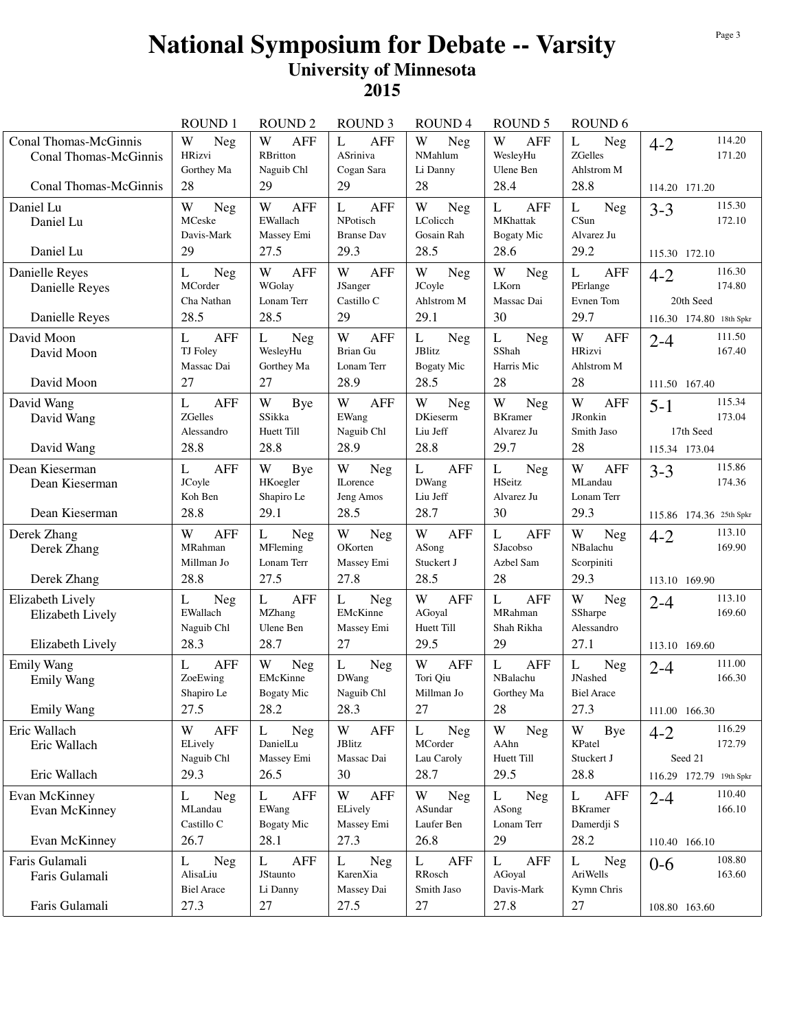# National Symposium for Debate -- Varsity

## University of Minnesota

## 2015

| | ROUND 1 | ROUND 2 | ROUND 3 | ROUND 4 | ROUND 5 | ROUND 6 | |
|---|---|---|---|---|---|---|---|
| Conal Thomas-McGinnis / Conal Thomas-McGinnis / Conal Thomas-McGinnis | W Neg HRizvi Gorthey Ma 28 | W AFF RBritton Naguib Chl 29 | L AFF ASriniva Cogan Sara 29 | W Neg NMahlum Li Danny 28 | W AFF WesleyHu Ulene Ben 28.4 | L Neg ZGelles Ahlstrom M 28.8 | 4-2 114.20 171.20 / 114.20 171.20 |
| Daniel Lu / Daniel Lu / Daniel Lu | W Neg MCeske Davis-Mark 29 | W AFF EWallach Massey Emi 27.5 | L AFF NPotisch Branse Dav 29.3 | W Neg LColicch Gosain Rah 28.5 | L AFF MKhattak Bogaty Mic 28.6 | L Neg CSun Alvarez Ju 29.2 | 3-3 115.30 172.10 / 115.30 172.10 |
| Danielle Reyes / Danielle Reyes / Danielle Reyes | L Neg MCorder Cha Nathan 28.5 | W AFF WGolay Lonam Terr 28.5 | W AFF JSanger Castillo C 29 | W Neg JCoyle Ahlstrom M 29.1 | W Neg LKorn Massac Dai 30 | L AFF PErlange Evnen Tom 29.7 | 4-2 116.30 174.80 20th Seed / 116.30 174.80 18th Spkr |
| David Moon / David Moon / David Moon | L AFF TJ Foley Massac Dai 27 | L Neg WesleyHu Gorthey Ma 27 | W AFF Brian Gu Lonam Terr 28.9 | L Neg JBlitz Bogaty Mic 28.5 | L Neg SShah Harris Mic 28 | W AFF HRizvi Ahlstrom M 28 | 2-4 111.50 167.40 / 111.50 167.40 |
| David Wang / David Wang / David Wang | L AFF ZGelles Alessandro 28.8 | W Bye SSikka Huett Till 28.8 | W AFF EWang Naguib Chl 28.9 | W Neg DKieserm Liu Jeff 28.8 | W Neg BKramer Alvarez Ju 29.7 | W AFF JRonkin Smith Jaso 28 | 5-1 115.34 173.04 17th Seed / 115.34 173.04 |
| Dean Kieserman / Dean Kieserman / Dean Kieserman | L AFF JCoyle Koh Ben 28.8 | W Bye HKoegler Shapiro Le 29.1 | W Neg ILorence Jeng Amos 28.5 | L AFF DWang Liu Jeff 28.7 | L Neg HSeitz Alvarez Ju 30 | W AFF MLandau Lonam Terr 29.3 | 3-3 115.86 174.36 / 115.86 174.36 25th Spkr |
| Derek Zhang / Derek Zhang / Derek Zhang | W AFF MRahman Millman Jo 28.8 | L Neg MFleming Lonam Terr 27.5 | W Neg OKorten Massey Emi 27.8 | W AFF ASong Stuckert J 28.5 | L AFF SJacobso Azbel Sam 28 | W Neg NBalachu Scorpiniti 29.3 | 4-2 113.10 169.90 / 113.10 169.90 |
| Elizabeth Lively / Elizabeth Lively / Elizabeth Lively | L Neg EWallach Naguib Chl 28.3 | L AFF MZhang Ulene Ben 28.7 | L Neg EMcKinne Massey Emi 27 | W AFF AGoyal Huett Till 29.5 | L AFF MRahman Shah Rikha 29 | W Neg SSharpe Alessandro 27.1 | 2-4 113.10 169.60 / 113.10 169.60 |
| Emily Wang / Emily Wang / Emily Wang | L AFF ZoeEwing Shapiro Le 27.5 | W Neg EMcKinne Bogaty Mic 28.2 | L Neg DWang Naguib Chl 28.3 | W AFF Tori Qiu Millman Jo 27 | L AFF NBalachu Gorthey Ma 28 | L Neg JNashed Biel Arace 27.3 | 2-4 111.00 166.30 / 111.00 166.30 |
| Eric Wallach / Eric Wallach / Eric Wallach | W AFF ELively Naguib Chl 29.3 | L Neg DanielLu Massey Emi 26.5 | W AFF JBlitz Massac Dai 30 | L Neg MCorder Lau Caroly 28.7 | W Neg AAhn Huett Till 29.5 | W Bye KPatel Stuckert J 28.8 | 4-2 116.29 172.79 Seed 21 / 116.29 172.79 19th Spkr |
| Evan McKinney / Evan McKinney / Evan McKinney | L Neg MLandau Castillo C 26.7 | L AFF EWang Bogaty Mic 28.1 | W AFF ELively Massey Emi 27.3 | W Neg ASundar Laufer Ben 26.8 | L Neg ASong Lonam Terr 29 | L AFF BKramer Damerdji S 28.2 | 2-4 110.40 166.10 / 110.40 166.10 |
| Faris Gulamali / Faris Gulamali / Faris Gulamali | L Neg AlisaLiu Biel Arace 27.3 | L AFF JStaunto Li Danny 27 | L Neg KarenXia Massey Dai 27.5 | L AFF RRosch Smith Jaso 27 | L AFF AGoyal Davis-Mark 27.8 | L Neg AriWells Kymn Chris 27 | 0-6 108.80 163.60 / 108.80 163.60 |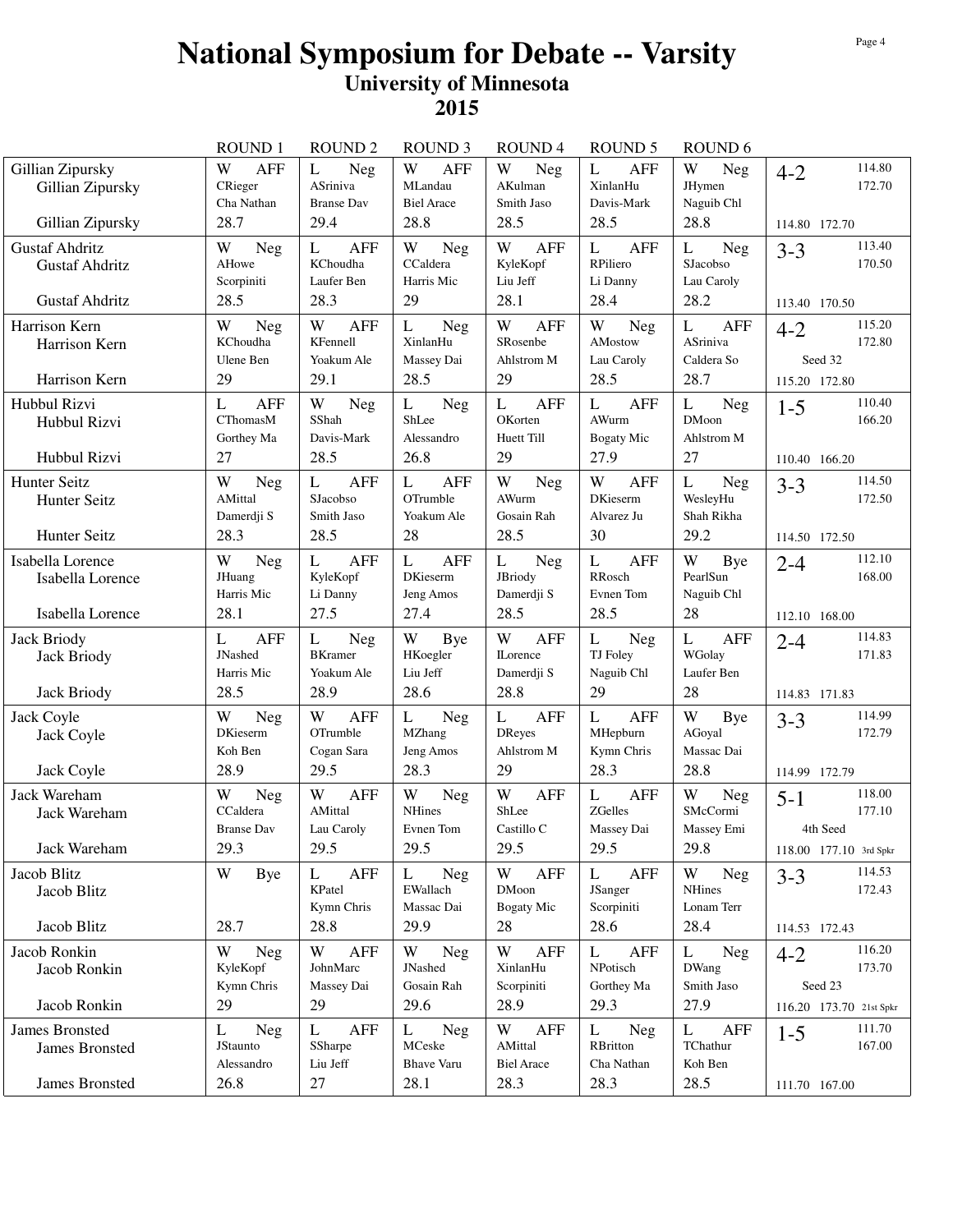# National Symposium for Debate -- Varsity

## University of Minnesota

## 2015

| | ROUND 1 | ROUND 2 | ROUND 3 | ROUND 4 | ROUND 5 | ROUND 6 | |
|---|---|---|---|---|---|---|---|
| Gillian Zipursky<br>Gillian Zipursky<br><br>Gillian Zipursky | W AFF<br>CRieger<br>Cha Nathan<br>28.7 | L Neg<br>ASriniva<br>Branse Dav<br>29.4 | W AFF<br>MLandau<br>Biel Arace<br>28.8 | W Neg<br>AKulman<br>Smith Jaso<br>28.5 | L AFF<br>XinlanHu<br>Davis-Mark<br>28.5 | W Neg<br>JHymen<br>Naguib Chl<br>28.8 | 4-2 114.80 172.70<br><br>114.80 172.70 |
| Gustaf Ahdritz<br>Gustaf Ahdritz<br><br>Gustaf Ahdritz | W Neg<br>AHowe<br>Scorpiniti<br>28.5 | L AFF<br>KChoudha<br>Laufer Ben<br>28.3 | W Neg<br>CCaldera<br>Harris Mic<br>29 | W AFF<br>KyleKopf<br>Liu Jeff<br>28.1 | L AFF<br>RPiliero<br>Li Danny<br>28.4 | L Neg<br>SJacobso<br>Lau Caroly<br>28.2 | 3-3 113.40 170.50<br><br>113.40 170.50 |
| Harrison Kern<br>Harrison Kern<br><br>Harrison Kern | W Neg<br>KChoudha<br>Ulene Ben<br>29 | W AFF<br>KFennell<br>Yoakum Ale<br>29.1 | L Neg<br>XinlanHu<br>Massey Dai<br>28.5 | W AFF<br>SRosenbe<br>Ahlstrom M<br>29 | W Neg<br>AMostow<br>Lau Caroly<br>28.5 | L AFF<br>ASriniva<br>Caldera So<br>28.7 | 4-2 115.20 172.80<br>Seed 32<br>115.20 172.80 |
| Hubbul Rizvi<br>Hubbul Rizvi<br><br>Hubbul Rizvi | L AFF<br>CThomasM<br>Gorthey Ma<br>27 | W Neg<br>SShah<br>Davis-Mark<br>28.5 | L Neg<br>ShLee<br>Alessandro<br>26.8 | L AFF<br>OKorten<br>Huett Till<br>29 | L AFF<br>AWurm<br>Bogaty Mic<br>27.9 | L Neg<br>DMoon<br>Ahlstrom M<br>27 | 1-5 110.40 166.20<br><br>110.40 166.20 |
| Hunter Seitz<br>Hunter Seitz<br><br>Hunter Seitz | W Neg<br>AMittal<br>Damerdji S<br>28.3 | L AFF<br>SJacobso<br>Smith Jaso<br>28.5 | L AFF<br>OTrumble<br>Yoakum Ale<br>28 | W Neg<br>AWurm<br>Gosain Rah<br>28.5 | W AFF<br>DKieserm<br>Alvarez Ju<br>30 | L Neg<br>WesleyHu<br>Shah Rikha<br>29.2 | 3-3 114.50 172.50<br><br>114.50 172.50 |
| Isabella Lorence<br>Isabella Lorence<br><br>Isabella Lorence | W Neg<br>JHuang<br>Harris Mic<br>28.1 | L AFF<br>KyleKopf<br>Li Danny<br>27.5 | L AFF<br>DKieserm<br>Jeng Amos<br>27.4 | L Neg<br>JBriody<br>Damerdji S<br>28.5 | L AFF<br>RRosch<br>Evnen Tom<br>28.5 | W Bye<br>PearlSun<br>Naguib Chl<br>28 | 2-4 112.10 168.00<br><br>112.10 168.00 |
| Jack Briody<br>Jack Briody<br><br>Jack Briody | L AFF<br>JNashed<br>Harris Mic<br>28.5 | L Neg<br>BKramer<br>Yoakum Ale<br>28.9 | W Bye<br>HKoegler<br>Liu Jeff<br>28.6 | W AFF<br>ILorence<br>Damerdji S<br>28.8 | L Neg<br>TJ Foley<br>Naguib Chl<br>29 | L AFF<br>WGolay<br>Laufer Ben<br>28 | 2-4 114.83 171.83<br><br>114.83 171.83 |
| Jack Coyle<br>Jack Coyle<br><br>Jack Coyle | W Neg<br>DKieserm<br>Koh Ben<br>28.9 | W AFF<br>OTrumble<br>Cogan Sara<br>29.5 | L Neg<br>MZhang<br>Jeng Amos<br>28.3 | L AFF<br>DReyes<br>Ahlstrom M<br>29 | L AFF<br>MHepburn<br>Kymn Chris<br>28.3 | W Bye<br>AGoyal<br>Massac Dai<br>28.8 | 3-3 114.99 172.79<br><br>114.99 172.79 |
| Jack Wareham<br>Jack Wareham<br><br>Jack Wareham | W Neg<br>CCaldera<br>Branse Dav<br>29.3 | W AFF<br>AMittal<br>Lau Caroly<br>29.5 | W Neg<br>NHines<br>Evnen Tom<br>29.5 | W AFF<br>ShLee<br>Castillo C<br>29.5 | L AFF<br>ZGelles<br>Massey Dai<br>29.5 | W Neg<br>SMcCormi<br>Massey Emi<br>29.8 | 5-1 118.00 177.10<br>4th Seed<br>118.00 177.10 3rd Spkr |
| Jacob Blitz<br>Jacob Blitz<br><br>Jacob Blitz | W Bye<br><br><br>28.7 | L AFF<br>KPatel<br>Kymn Chris<br>28.8 | L Neg<br>EWallach<br>Massac Dai<br>29.9 | W AFF<br>DMoon<br>Bogaty Mic<br>28 | L AFF<br>JSanger<br>Scorpiniti<br>28.6 | W Neg<br>NHines<br>Lonam Terr<br>28.4 | 3-3 114.53 172.43<br><br>114.53 172.43 |
| Jacob Ronkin<br>Jacob Ronkin<br><br>Jacob Ronkin | W Neg<br>KyleKopf<br>Kymn Chris<br>29 | W AFF<br>JohnMarc<br>Massey Dai<br>29 | W Neg<br>JNashed<br>Gosain Rah<br>29.6 | W AFF<br>XinlanHu<br>Scorpiniti<br>28.9 | L AFF<br>NPotisch<br>Gorthey Ma<br>29.3 | L Neg<br>DWang<br>Smith Jaso<br>27.9 | 4-2 116.20 173.70<br>Seed 23<br>116.20 173.70 21st Spkr |
| James Bronsted<br>James Bronsted<br><br>James Bronsted | L Neg<br>JStaunto<br>Alessandro<br>26.8 | L AFF<br>SSharpe<br>Liu Jeff<br>27 | L Neg<br>MCeske<br>Bhave Varu<br>28.1 | W AFF<br>AMittal<br>Biel Arace<br>28.3 | L Neg<br>RBritton<br>Cha Nathan<br>28.3 | L AFF<br>TChathur<br>Koh Ben<br>28.5 | 1-5 111.70 167.00<br><br>111.70 167.00 |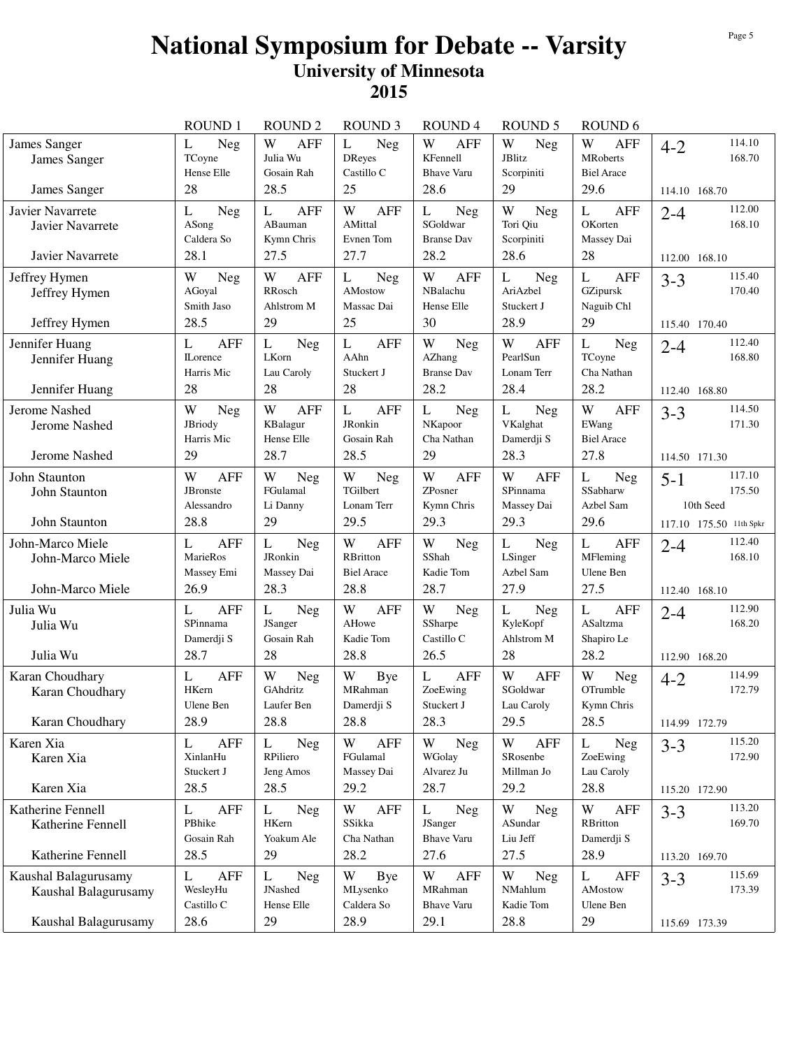# National Symposium for Debate -- Varsity

## University of Minnesota

## 2015

| | ROUND 1 | ROUND 2 | ROUND 3 | ROUND 4 | ROUND 5 | ROUND 6 | |
|---|---|---|---|---|---|---|---|
| James Sanger<br>James Sanger<br><br>James Sanger | L Neg<br>TCoyne<br>Hense Elle<br>28 | W AFF<br>Julia Wu<br>Gosain Rah<br>28.5 | L Neg<br>DReyes<br>Castillo C<br>25 | W AFF<br>KFennell<br>Bhave Varu<br>28.6 | W Neg<br>JBlitz<br>Scorpiniti<br>29 | W AFF<br>MRoberts<br>Biel Arace<br>29.6 | 4-2 114.10 168.70<br>114.10 168.70 |
| Javier Navarrete<br>Javier Navarrete<br><br>Javier Navarrete | L Neg<br>ASong<br>Caldera So<br>28.1 | L AFF<br>ABauman<br>Kymn Chris<br>27.5 | W AFF<br>AMittal<br>Evnen Tom<br>27.7 | L Neg<br>SGoldwar<br>Branse Dav<br>28.2 | W Neg<br>Tori Qiu<br>Scorpiniti<br>28.6 | L AFF<br>OKorten<br>Massey Dai<br>28 | 2-4 112.00 168.10<br>112.00 168.10 |
| Jeffrey Hymen<br>Jeffrey Hymen<br><br>Jeffrey Hymen | W Neg<br>AGoyal<br>Smith Jaso<br>28.5 | W AFF<br>RRosch<br>Ahlstrom M<br>29 | L Neg<br>AMostow<br>Massac Dai<br>25 | W AFF<br>NBalachu<br>Hense Elle<br>30 | L Neg<br>AriAzbel<br>Stuckert J<br>28.9 | L AFF<br>GZipursk<br>Naguib Chl<br>29 | 3-3 115.40 170.40<br>115.40 170.40 |
| Jennifer Huang<br>Jennifer Huang<br><br>Jennifer Huang | L AFF<br>ILorence<br>Harris Mic<br>28 | L Neg<br>LKorn<br>Lau Caroly<br>28 | L AFF<br>AAhn<br>Stuckert J<br>28 | W Neg<br>AZhang<br>Branse Dav<br>28.2 | W AFF<br>PearlSun<br>Lonam Terr<br>28.4 | L Neg<br>TCoyne<br>Cha Nathan<br>28.2 | 2-4 112.40 168.80<br>112.40 168.80 |
| Jerome Nashed<br>Jerome Nashed<br><br>Jerome Nashed | W Neg<br>JBriody<br>Harris Mic<br>29 | W AFF<br>KBalagur<br>Hense Elle<br>28.7 | L AFF<br>JRonkin<br>Gosain Rah<br>28.5 | L Neg<br>NKapoor<br>Cha Nathan<br>29 | L Neg<br>VKalghat<br>Damerdji S<br>28.3 | W AFF<br>EWang<br>Biel Arace<br>27.8 | 3-3 114.50 171.30<br>114.50 171.30 |
| John Staunton<br>John Staunton<br><br>John Staunton | W AFF<br>JBronste<br>Alessandro<br>28.8 | W Neg<br>FGulamal<br>Li Danny<br>29 | W Neg<br>TGilbert<br>Lonam Terr<br>29.5 | W AFF<br>ZPosner<br>Kymn Chris<br>29.3 | W AFF<br>SPinnama<br>Massey Dai<br>29.3 | L Neg<br>SSabharw<br>Azbel Sam<br>29.6 | 5-1 117.10 175.50<br>10th Seed<br>117.10 175.50 11th Spkr |
| John-Marco Miele<br>John-Marco Miele<br><br>John-Marco Miele | L AFF<br>MarieRos<br>Massey Emi<br>26.9 | L Neg<br>JRonkin<br>Massey Dai<br>28.3 | W AFF<br>RBritton<br>Biel Arace<br>28.8 | W Neg<br>SShah<br>Kadie Tom<br>28.7 | L Neg<br>LSinger<br>Azbel Sam<br>27.9 | L AFF<br>MFleming<br>Ulene Ben<br>27.5 | 2-4 112.40 168.10<br>112.40 168.10 |
| Julia Wu<br>Julia Wu<br><br>Julia Wu | L AFF<br>SPinnama<br>Damerdji S<br>28.7 | L Neg<br>JSanger<br>Gosain Rah<br>28 | W AFF<br>AHowe<br>Kadie Tom<br>28.8 | W Neg<br>SSharpe<br>Castillo C<br>26.5 | L Neg<br>KyleKopf<br>Ahlstrom M<br>28 | L AFF<br>ASaltzma<br>Shapiro Le<br>28.2 | 2-4 112.90 168.20<br>112.90 168.20 |
| Karan Choudhary<br>Karan Choudhary<br><br>Karan Choudhary | L AFF<br>HKern<br>Ulene Ben<br>28.9 | W Neg<br>GAhdritz<br>Laufer Ben<br>28.8 | W Bye<br>MRahman<br>Damerdji S<br>28.8 | L AFF<br>ZoeEwing<br>Stuckert J<br>28.3 | W AFF<br>SGoldwar<br>Lau Caroly<br>29.5 | W Neg<br>OTrumble<br>Kymn Chris<br>28.5 | 4-2 114.99 172.79<br>114.99 172.79 |
| Karen Xia<br>Karen Xia<br><br>Karen Xia | L AFF<br>XinlanHu<br>Stuckert J<br>28.5 | L Neg<br>RPiliero<br>Jeng Amos<br>28.5 | W AFF<br>FGulamal<br>Massey Dai<br>29.2 | W Neg<br>WGolay<br>Alvarez Ju<br>28.7 | W AFF<br>SRosenbe<br>Millman Jo<br>29.2 | L Neg<br>ZoeEwing<br>Lau Caroly<br>28.8 | 3-3 115.20 172.90<br>115.20 172.90 |
| Katherine Fennell<br>Katherine Fennell<br><br>Katherine Fennell | L AFF<br>PBhike<br>Gosain Rah<br>28.5 | L Neg<br>HKern<br>Yoakum Ale<br>29 | W AFF<br>SSikka<br>Cha Nathan<br>28.2 | L Neg<br>JSanger<br>Bhave Varu<br>27.6 | W Neg<br>ASundar<br>Liu Jeff<br>27.5 | W AFF<br>RBritton<br>Damerdji S<br>28.9 | 3-3 113.20 169.70<br>113.20 169.70 |
| Kaushal Balagurusamy<br>Kaushal Balagurusamy<br><br>Kaushal Balagurusamy | L AFF<br>WesleyHu<br>Castillo C<br>28.6 | L Neg<br>JNashed<br>Hense Elle<br>29 | W Bye<br>MLysenko<br>Caldera So<br>28.9 | W AFF<br>MRahman<br>Bhave Varu<br>29.1 | W Neg<br>NMahlum<br>Kadie Tom<br>28.8 | L AFF<br>AMostow<br>Ulene Ben<br>29 | 3-3 115.69 173.39<br>115.69 173.39 |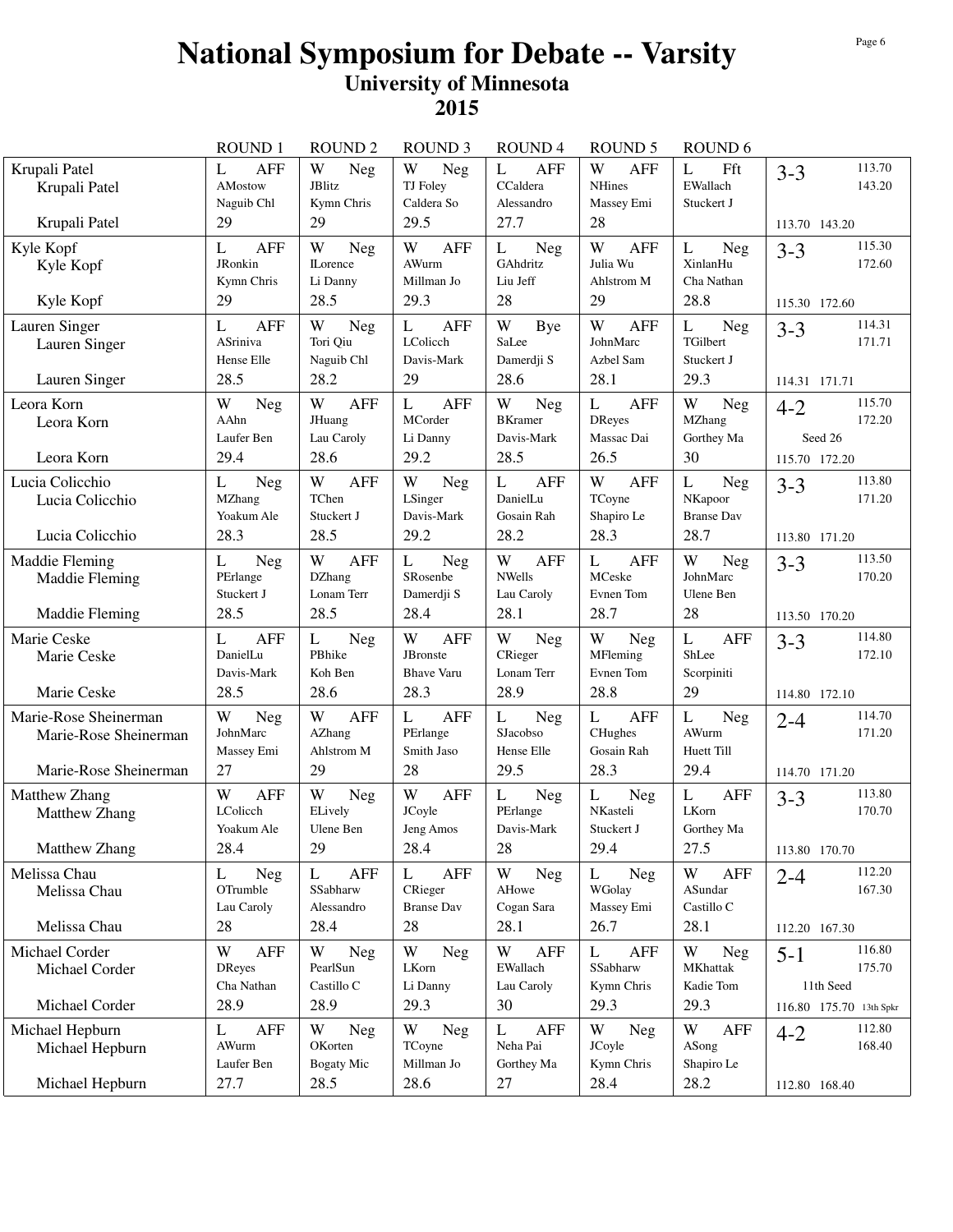# National Symposium for Debate -- Varsity
## University of Minnesota
## 2015

| | ROUND 1 | ROUND 2 | ROUND 3 | ROUND 4 | ROUND 5 | ROUND 6 | |
|---|---|---|---|---|---|---|---|
| Krupali Patel<br>Krupali Patel<br><br>Krupali Patel | L AFF<br>AMostow<br>Naguib Chl<br>29 | W Neg<br>JBlitz<br>Kymn Chris<br>29 | W Neg<br>TJ Foley<br>Caldera So<br>29.5 | L AFF<br>CCaldera<br>Alessandro<br>27.7 | W AFF<br>NHines<br>Massey Emi<br>28 | L Fft<br>EWallach<br>Stuckert J | 3-3 113.70<br>143.20<br><br>113.70 143.20 |
| Kyle Kopf<br>Kyle Kopf<br><br>Kyle Kopf | L AFF<br>JRonkin<br>Kymn Chris<br>29 | W Neg<br>ILorence<br>Li Danny<br>28.5 | W AFF<br>AWurm<br>Millman Jo<br>29.3 | L Neg<br>GAhdritz<br>Liu Jeff<br>28 | W AFF<br>Julia Wu<br>Ahlstrom M<br>29 | L Neg<br>XinlanHu<br>Cha Nathan<br>28.8 | 3-3 115.30<br>172.60<br><br>115.30 172.60 |
| Lauren Singer<br>Lauren Singer<br><br>Lauren Singer | L AFF<br>ASriniva<br>Hense Elle<br>28.5 | W Neg<br>Tori Qiu<br>Naguib Chl<br>28.2 | L AFF<br>LColicch<br>Davis-Mark<br>29 | W Bye<br>SaLee<br>Damerdji S<br>28.6 | W AFF<br>JohnMarc<br>Azbel Sam<br>28.1 | L Neg<br>TGilbert<br>Stuckert J<br>29.3 | 3-3 114.31<br>171.71<br><br>114.31 171.71 |
| Leora Korn<br>Leora Korn<br><br>Leora Korn | W Neg<br>AAhn<br>Laufer Ben<br>29.4 | W AFF<br>JHuang<br>Lau Caroly<br>28.6 | L AFF<br>MCorder<br>Li Danny<br>29.2 | W Neg<br>BKramer<br>Davis-Mark<br>28.5 | L AFF<br>DReyes<br>Massac Dai<br>26.5 | W Neg<br>MZhang<br>Gorthey Ma<br>30 | 4-2 115.70<br>172.20<br>Seed 26<br>115.70 172.20 |
| Lucia Colicchio<br>Lucia Colicchio<br><br>Lucia Colicchio | L Neg<br>MZhang<br>Yoakum Ale<br>28.3 | W AFF<br>TChen<br>Stuckert J<br>28.5 | W Neg<br>LSinger<br>Davis-Mark<br>29.2 | L AFF<br>DanielLu<br>Gosain Rah<br>28.2 | W AFF<br>TCoyne<br>Shapiro Le<br>28.3 | L Neg<br>NKapoor<br>Branse Dav<br>28.7 | 3-3 113.80<br>171.20<br><br>113.80 171.20 |
| Maddie Fleming<br>Maddie Fleming<br><br>Maddie Fleming | L Neg<br>PErlange<br>Stuckert J<br>28.5 | W AFF<br>DZhang<br>Lonam Terr<br>28.5 | L Neg<br>SRosenbe<br>Damerdji S<br>28.4 | W AFF<br>NWells<br>Lau Caroly<br>28.1 | L AFF<br>MCeske<br>Evnen Tom<br>28.7 | W Neg<br>JohnMarc<br>Ulene Ben<br>28 | 3-3 113.50<br>170.20<br><br>113.50 170.20 |
| Marie Ceske<br>Marie Ceske<br><br>Marie Ceske | L AFF<br>DanielLu<br>Davis-Mark<br>28.5 | L Neg<br>PBhike<br>Koh Ben<br>28.6 | W AFF<br>JBronste<br>Bhave Varu<br>28.3 | W Neg<br>CRieger<br>Lonam Terr<br>28.9 | W Neg<br>MFleming<br>Evnen Tom<br>28.8 | L AFF<br>ShLee<br>Scorpiniti<br>29 | 3-3 114.80<br>172.10<br><br>114.80 172.10 |
| Marie-Rose Sheinerman<br>Marie-Rose Sheinerman<br><br>Marie-Rose Sheinerman | W Neg<br>JohnMarc<br>Massey Emi<br>27 | W AFF<br>AZhang<br>Ahlstrom M<br>29 | L AFF<br>PErlange<br>Smith Jaso<br>28 | L Neg<br>SJacobso<br>Hense Elle<br>29.5 | L AFF<br>CHughes<br>Gosain Rah<br>28.3 | L Neg<br>AWurm<br>Huett Till<br>29.4 | 2-4 114.70<br>171.20<br><br>114.70 171.20 |
| Matthew Zhang<br>Matthew Zhang<br><br>Matthew Zhang | W AFF<br>LColicch<br>Yoakum Ale<br>28.4 | W Neg<br>ELively<br>Ulene Ben<br>29 | W AFF<br>JCoyle<br>Jeng Amos<br>28.4 | L Neg<br>PErlange<br>Davis-Mark<br>28 | L Neg<br>NKasteli<br>Stuckert J<br>29.4 | L AFF<br>LKorn<br>Gorthey Ma<br>27.5 | 3-3 113.80<br>170.70<br><br>113.80 170.70 |
| Melissa Chau<br>Melissa Chau<br><br>Melissa Chau | L Neg<br>OTrumble<br>Lau Caroly<br>28 | L AFF<br>SSabharw<br>Alessandro<br>28.4 | L AFF<br>CRieger<br>Branse Dav<br>28 | W Neg<br>AHowe<br>Cogan Sara<br>28.1 | L Neg<br>WGolay<br>Massey Emi<br>26.7 | W AFF<br>ASundar<br>Castillo C<br>28.1 | 2-4 112.20<br>167.30<br><br>112.20 167.30 |
| Michael Corder<br>Michael Corder<br><br>Michael Corder | W AFF<br>DReyes<br>Cha Nathan<br>28.9 | W Neg<br>PearlSun<br>Castillo C<br>28.9 | W Neg<br>LKorn<br>Li Danny<br>29.3 | W AFF<br>EWallach<br>Lau Caroly<br>30 | L AFF<br>SSabharw<br>Kymn Chris<br>29.3 | W Neg<br>MKhattak<br>Kadie Tom<br>29.3 | 5-1 116.80<br>175.70<br>11th Seed<br>116.80 175.70 13th Spkr |
| Michael Hepburn<br>Michael Hepburn<br><br>Michael Hepburn | L AFF<br>AWurm<br>Laufer Ben<br>27.7 | W Neg<br>OKorten<br>Bogaty Mic<br>28.5 | W Neg<br>TCoyne<br>Millman Jo<br>28.6 | L AFF<br>Neha Pai<br>Gorthey Ma<br>27 | W Neg<br>JCoyle<br>Kymn Chris<br>28.4 | W AFF<br>ASong<br>Shapiro Le<br>28.2 | 4-2 112.80<br>168.40<br><br>112.80 168.40 |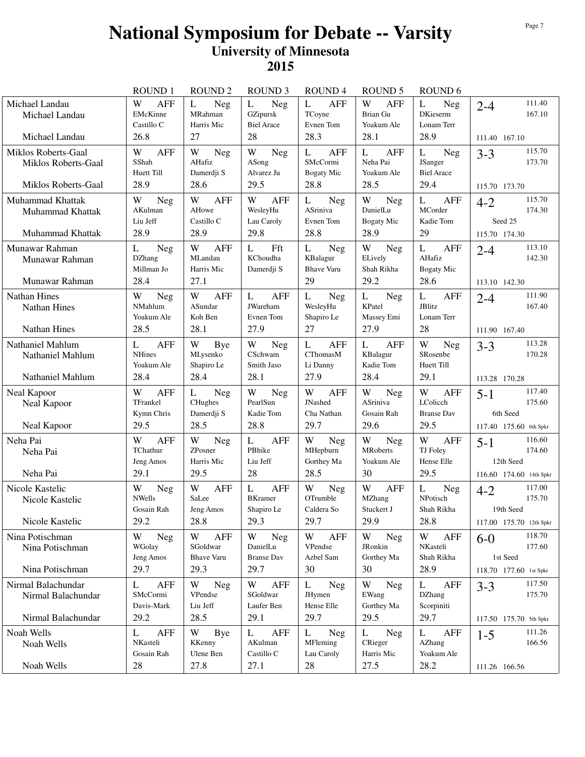# National Symposium for Debate -- Varsity

## University of Minnesota

## 2015

| | ROUND 1 | ROUND 2 | ROUND 3 | ROUND 4 | ROUND 5 | ROUND 6 | |
|---|---|---|---|---|---|---|---|
| Michael Landau<br>Michael Landau<br><br>Michael Landau | W AFF<br>EMcKinne<br>Castillo C<br>26.8 | L Neg<br>MRahman<br>Harris Mic<br>27 | L Neg<br>GZipursk<br>Biel Arace<br>28 | L AFF<br>TCoyne<br>Evnen Tom<br>28.3 | W AFF<br>Brian Gu<br>Yoakum Ale<br>28.1 | L Neg<br>DKieserm<br>Lonam Terr<br>28.9 | 2-4 111.40 167.10<br><br>111.40 167.10 |
| Miklos Roberts-Gaal<br>Miklos Roberts-Gaal<br><br>Miklos Roberts-Gaal | W AFF<br>SShah<br>Huett Till<br>28.9 | W Neg<br>AHafiz<br>Damerdji S<br>28.6 | W Neg<br>ASong<br>Alvarez Ju<br>29.5 | L AFF<br>SMcCormi<br>Bogaty Mic<br>28.8 | L AFF<br>Neha Pai<br>Yoakum Ale<br>28.5 | L Neg<br>JSanger<br>Biel Arace<br>29.4 | 3-3 115.70 173.70<br><br>115.70 173.70 |
| Muhammad Khattak<br>Muhammad Khattak<br><br>Muhammad Khattak | W Neg<br>AKulman<br>Liu Jeff<br>28.9 | W AFF<br>AHowe<br>Castillo C<br>28.9 | W AFF<br>WesleyHu<br>Lau Caroly<br>29.8 | L Neg<br>ASriniva<br>Evnen Tom<br>28.8 | W Neg<br>DanielLu<br>Bogaty Mic<br>28.9 | L AFF<br>MCorder<br>Kadie Tom<br>29 | 4-2 115.70 174.30<br>Seed 25<br>115.70 174.30 |
| Munawar Rahman<br>Munawar Rahman<br><br>Munawar Rahman | L Neg<br>DZhang<br>Millman Jo<br>28.4 | W AFF<br>MLandau<br>Harris Mic<br>27.1 | L Fft<br>KChoudha<br>Damerdji S<br> | L Neg<br>KBalagur<br>Bhave Varu<br>29 | W Neg<br>ELively<br>Shah Rikha<br>29.2 | L AFF<br>AHafiz<br>Bogaty Mic<br>28.6 | 2-4 113.10 142.30<br><br>113.10 142.30 |
| Nathan Hines<br>Nathan Hines<br><br>Nathan Hines | W Neg<br>NMahlum<br>Yoakum Ale<br>28.5 | W AFF<br>ASundar<br>Koh Ben<br>28.1 | L AFF<br>JWareham<br>Evnen Tom<br>27.9 | L Neg<br>WesleyHu<br>Shapiro Le<br>27 | L Neg<br>KPatel<br>Massey Emi<br>27.9 | L AFF<br>JBlitz<br>Lonam Terr<br>28 | 2-4 111.90 167.40<br><br>111.90 167.40 |
| Nathaniel Mahlum<br>Nathaniel Mahlum<br><br>Nathaniel Mahlum | L AFF<br>NHines<br>Yoakum Ale<br>28.4 | W Bye<br>MLysenko<br>Shapiro Le<br>28.4 | W Neg<br>CSchwam<br>Smith Jaso<br>28.1 | L AFF<br>CThomasM<br>Li Danny<br>27.9 | L AFF<br>KBalagur<br>Kadie Tom<br>28.4 | W Neg<br>SRosenbe<br>Huett Till<br>29.1 | 3-3 113.28 170.28<br><br>113.28 170.28 |
| Neal Kapoor<br>Neal Kapoor<br><br>Neal Kapoor | W AFF<br>TFrankel<br>Kymn Chris<br>29.5 | L Neg<br>CHughes<br>Damerdji S<br>28.5 | W Neg<br>PearlSun<br>Kadie Tom<br>28.8 | W AFF<br>JNashed<br>Cha Nathan<br>29.7 | W Neg<br>ASriniva<br>Gosain Rah<br>29.6 | W AFF<br>LColicch<br>Branse Dav<br>29.5 | 5-1 117.40 175.60<br>6th Seed<br>117.40 175.60 6th Spkr |
| Neha Pai<br>Neha Pai<br><br>Neha Pai | W AFF<br>TChathur<br>Jeng Amos<br>29.1 | W Neg<br>ZPosner<br>Harris Mic<br>29.5 | L AFF<br>PBhike<br>Liu Jeff<br>28 | W Neg<br>MHepburn<br>Gorthey Ma<br>28.5 | W Neg<br>MRoberts<br>Yoakum Ale<br>30 | W AFF<br>TJ Foley<br>Hense Elle<br>29.5 | 5-1 116.60 174.60<br>12th Seed<br>116.60 174.60 14th Spkr |
| Nicole Kastelic<br>Nicole Kastelic<br><br>Nicole Kastelic | W Neg<br>NWells<br>Gosain Rah<br>29.2 | W AFF<br>SaLee<br>Jeng Amos<br>28.8 | L AFF<br>BKramer<br>Shapiro Le<br>29.3 | W Neg<br>OTrumble<br>Caldera So<br>29.7 | W AFF<br>MZhang<br>Stuckert J<br>29.9 | L Neg<br>NPotisch<br>Shah Rikha<br>28.8 | 4-2 117.00 175.70<br>19th Seed<br>117.00 175.70 12th Spkr |
| Nina Potischman<br>Nina Potischman<br><br>Nina Potischman | W Neg<br>WGolay<br>Jeng Amos<br>29.7 | W AFF<br>SGoldwar<br>Bhave Varu<br>29.3 | W Neg<br>DanielLu<br>Branse Dav<br>29.7 | W AFF<br>VPendse<br>Azbel Sam<br>30 | W Neg<br>JRonkin<br>Gorthey Ma<br>30 | W AFF<br>NKasteli<br>Shah Rikha<br>28.9 | 6-0 118.70 177.60<br>1st Seed<br>118.70 177.60 1st Spkr |
| Nirmal Balachundar<br>Nirmal Balachundar<br><br>Nirmal Balachundar | L AFF<br>SMcCormi<br>Davis-Mark<br>29.2 | W Neg<br>VPendse<br>Liu Jeff<br>28.5 | W AFF<br>SGoldwar<br>Laufer Ben<br>29.1 | L Neg<br>JHymen<br>Hense Elle<br>29.7 | W Neg<br>EWang<br>Gorthey Ma<br>29.5 | L AFF<br>DZhang<br>Scorpiniti<br>29.7 | 3-3 117.50 175.70<br><br>117.50 175.70 5th Spkr |
| Noah Wells<br>Noah Wells<br><br>Noah Wells | L AFF<br>NKasteli<br>Gosain Rah<br>28 | W Bye<br>KKenny<br>Ulene Ben<br>27.8 | L AFF<br>AKulman<br>Castillo C<br>27.1 | L Neg<br>MFleming<br>Lau Caroly<br>28 | L Neg<br>CRieger<br>Harris Mic<br>27.5 | L AFF<br>AZhang<br>Yoakum Ale<br>28.2 | 1-5 111.26 166.56<br><br>111.26 166.56 |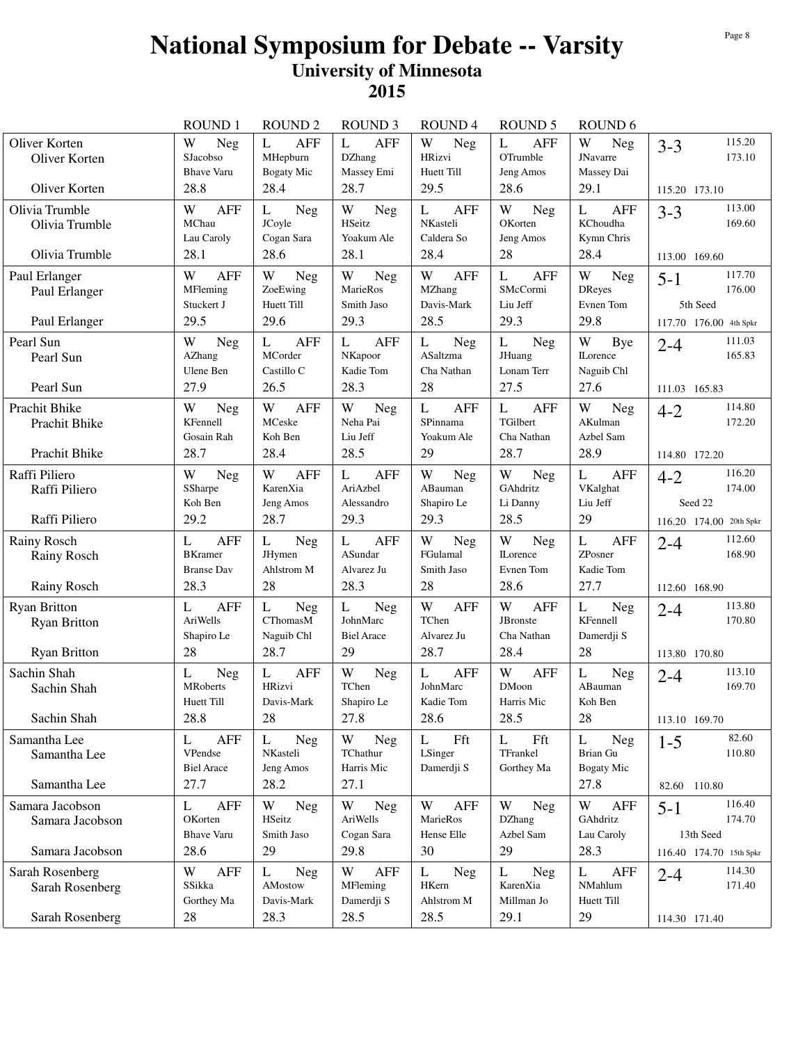# National Symposium for Debate -- Varsity

## University of Minnesota

## 2015

| | ROUND 1 | ROUND 2 | ROUND 3 | ROUND 4 | ROUND 5 | ROUND 6 | |
|---|---|---|---|---|---|---|---|
| Oliver Korten<br>Oliver Korten<br><br>Oliver Korten | W Neg<br>SJacobso<br>Bhave Varu<br>28.8 | L AFF<br>MHepburn<br>Bogaty Mic<br>28.4 | L AFF<br>DZhang<br>Massey Emi<br>28.7 | W Neg<br>HRizvi<br>Huett Till<br>29.5 | L AFF<br>OTrumble<br>Jeng Amos<br>28.6 | W Neg<br>JNavarre<br>Massey Dai<br>29.1 | 3-3 115.20 173.10<br><br>115.20 173.10 |
| Olivia Trumble<br>Olivia Trumble<br><br>Olivia Trumble | W AFF<br>MChau<br>Lau Caroly<br>28.1 | L Neg<br>JCoyle<br>Cogan Sara<br>28.6 | W Neg<br>HSeitz<br>Yoakum Ale<br>28.1 | L AFF<br>NKasteli<br>Caldera So<br>28.4 | W Neg<br>OKorten<br>Jeng Amos<br>28 | L AFF<br>KChoudha<br>Kymn Chris<br>28.4 | 3-3 113.00 169.60<br><br>113.00 169.60 |
| Paul Erlanger<br>Paul Erlanger<br><br>Paul Erlanger | W AFF<br>MFleming<br>Stuckert J<br>29.5 | W Neg<br>ZoeEwing<br>Huett Till<br>29.6 | W Neg<br>MarieRos<br>Smith Jaso<br>29.3 | W AFF<br>MZhang<br>Davis-Mark<br>28.5 | L AFF<br>SMcCormi<br>Liu Jeff<br>29.3 | W Neg<br>DReyes<br>Evnen Tom<br>29.8 | 5-1 117.70 176.00<br>5th Seed<br>117.70 176.00 4th Spkr |
| Pearl Sun<br>Pearl Sun<br><br>Pearl Sun | W Neg<br>AZhang<br>Ulene Ben<br>27.9 | L AFF<br>MCorder<br>Castillo C<br>26.5 | L AFF<br>NKapoor<br>Kadie Tom<br>28.3 | L Neg<br>ASaltzma<br>Cha Nathan<br>28 | L Neg<br>JHuang<br>Lonam Terr<br>27.5 | W Bye<br>ILorence<br>Naguib Chl<br>27.6 | 2-4 111.03 165.83<br><br>111.03 165.83 |
| Prachit Bhike<br>Prachit Bhike<br><br>Prachit Bhike | W Neg<br>KFennell<br>Gosain Rah<br>28.7 | W AFF<br>MCeske<br>Koh Ben<br>28.4 | W Neg<br>Neha Pai<br>Liu Jeff<br>28.5 | L AFF<br>SPinnama<br>Yoakum Ale<br>29 | L AFF<br>TGilbert<br>Cha Nathan<br>28.7 | W Neg<br>AKulman<br>Azbel Sam<br>28.9 | 4-2 114.80 172.20<br><br>114.80 172.20 |
| Raffi Piliero<br>Raffi Piliero<br><br>Raffi Piliero | W Neg<br>SSharpe<br>Koh Ben<br>29.2 | W AFF<br>KarenXia<br>Jeng Amos<br>28.7 | L AFF<br>AriAzbel<br>Alessandro<br>29.3 | W Neg<br>ABauman<br>Shapiro Le<br>29.3 | W Neg<br>GAhdritz<br>Li Danny<br>28.5 | L AFF<br>VKalghat<br>Liu Jeff<br>29 | 4-2 116.20 174.00<br>Seed 22<br>116.20 174.00 20th Spkr |
| Rainy Rosch<br>Rainy Rosch<br><br>Rainy Rosch | L AFF<br>BKramer<br>Branse Dav<br>28.3 | L Neg<br>JHymen<br>Ahlstrom M<br>28 | L AFF<br>ASundar<br>Alvarez Ju<br>28.3 | W Neg<br>FGulamal<br>Smith Jaso<br>28 | W Neg<br>ILorence<br>Evnen Tom<br>28.6 | L AFF<br>ZPosner<br>Kadie Tom<br>27.7 | 2-4 112.60 168.90<br><br>112.60 168.90 |
| Ryan Britton<br>Ryan Britton<br><br>Ryan Britton | L AFF<br>AriWells<br>Shapiro Le<br>28 | L Neg<br>CThomasM<br>Naguib Chl<br>28.7 | L Neg<br>JohnMarc<br>Biel Arace<br>29 | W AFF<br>TChen<br>Alvarez Ju<br>28.7 | W AFF<br>JBronste<br>Cha Nathan<br>28.4 | L Neg<br>KFennell<br>Damerdji S<br>28 | 2-4 113.80 170.80<br><br>113.80 170.80 |
| Sachin Shah<br>Sachin Shah<br><br>Sachin Shah | L Neg<br>MRoberts<br>Huett Till<br>28.8 | L AFF<br>HRizvi<br>Davis-Mark<br>28 | W Neg<br>TChen<br>Shapiro Le<br>27.8 | L AFF<br>JohnMarc<br>Kadie Tom<br>28.6 | W AFF<br>DMoon<br>Harris Mic<br>28.5 | L Neg<br>ABauman<br>Koh Ben<br>28 | 2-4 113.10 169.70<br><br>113.10 169.70 |
| Samantha Lee<br>Samantha Lee<br><br>Samantha Lee | L AFF<br>VPendse<br>Biel Arace<br>27.7 | L Neg<br>NKasteli<br>Jeng Amos<br>28.2 | W Neg<br>TChathur<br>Harris Mic<br>27.1 | L Fft<br>LSinger<br>Damerdji S | L Fft<br>TFrankel<br>Gorthey Ma | L Neg<br>Brian Gu<br>Bogaty Mic<br>27.8 | 1-5 82.60 110.80<br><br>82.60 110.80 |
| Samara Jacobson<br>Samara Jacobson<br><br>Samara Jacobson | L AFF<br>OKorten<br>Bhave Varu<br>28.6 | W Neg<br>HSeitz<br>Smith Jaso<br>29 | W Neg<br>AriWells<br>Cogan Sara<br>29.8 | W AFF<br>MarieRos<br>Hense Elle<br>30 | W Neg<br>DZhang<br>Azbel Sam<br>29 | W AFF<br>GAhdritz<br>Lau Caroly<br>28.3 | 5-1 116.40 174.70<br>13th Seed<br>116.40 174.70 15th Spkr |
| Sarah Rosenberg<br>Sarah Rosenberg<br><br>Sarah Rosenberg | W AFF<br>SSikka<br>Gorthey Ma<br>28 | L Neg<br>AMostow<br>Davis-Mark<br>28.3 | W AFF<br>MFleming<br>Damerdji S<br>28.5 | L Neg<br>HKern<br>Ahlstrom M<br>28.5 | L Neg<br>KarenXia<br>Millman Jo<br>29.1 | L AFF<br>NMahlum<br>Huett Till<br>29 | 2-4 114.30 171.40<br><br>114.30 171.40 |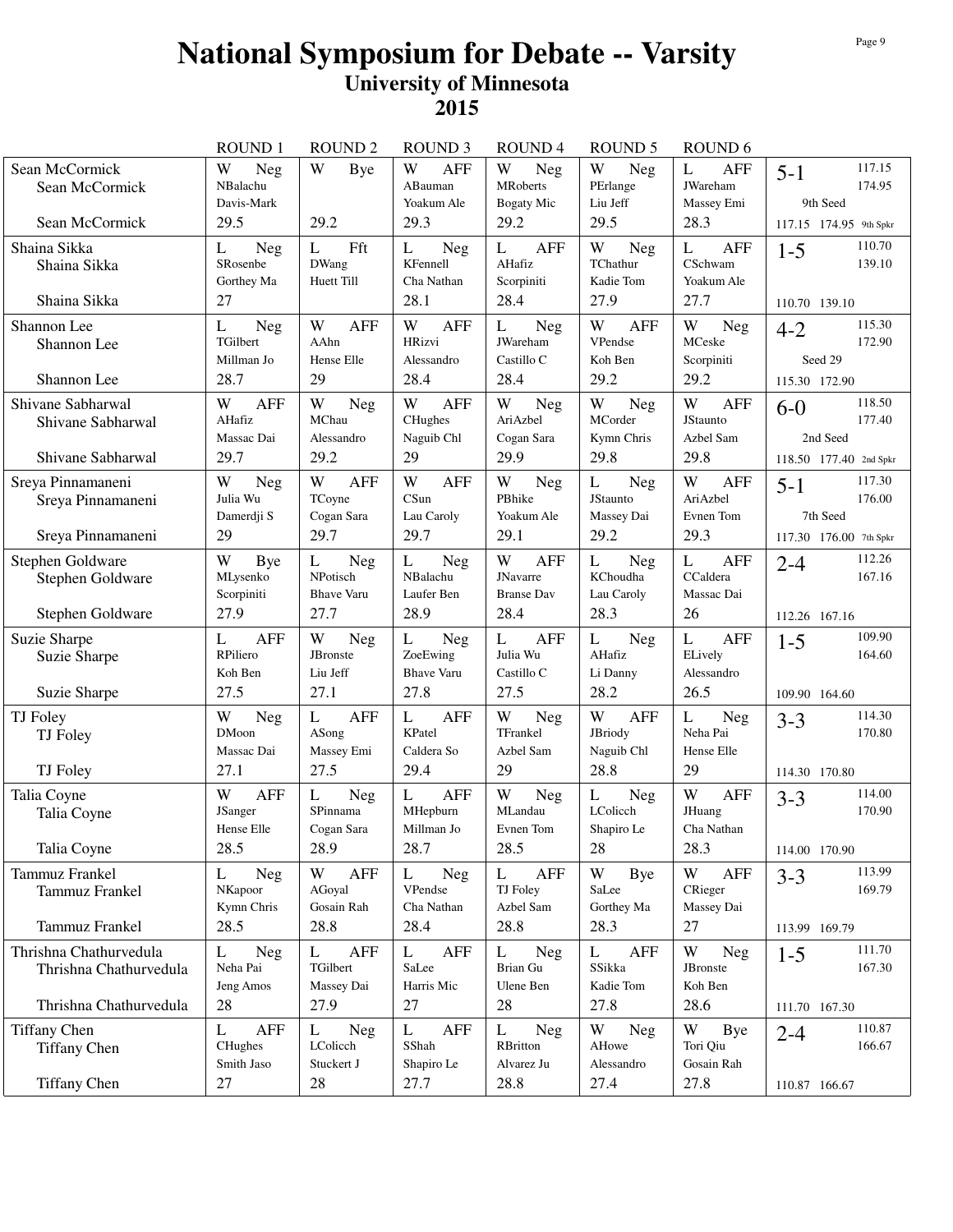# National Symposium for Debate -- Varsity

## University of Minnesota

## 2015

| | ROUND 1 | ROUND 2 | ROUND 3 | ROUND 4 | ROUND 5 | ROUND 6 | |
|---|---|---|---|---|---|---|---|
| Sean McCormick<br>Sean McCormick<br><br>Sean McCormick | W Neg<br>NBalachu<br>Davis-Mark<br>29.5 | W Bye<br><br><br>29.2 | W AFF<br>ABauman<br>Yoakum Ale<br>29.3 | W Neg<br>MRoberts<br>Bogaty Mic<br>29.2 | W Neg<br>PErlange<br>Liu Jeff<br>29.5 | L AFF<br>JWareham<br>Massey Emi<br>28.3 | 5-1 117.15 174.95<br>9th Seed<br>117.15 174.95 9th Spkr |
| Shaina Sikka<br>Shaina Sikka<br><br>Shaina Sikka | L Neg<br>SRosenbe<br>Gorthey Ma<br>27 | L Fft<br>DWang<br>Huett Till<br> | L Neg<br>KFennell<br>Cha Nathan<br>28.1 | L AFF<br>AHafiz<br>Scorpiniti<br>28.4 | W Neg<br>TChathur<br>Kadie Tom<br>27.9 | L AFF<br>CSchwam<br>Yoakum Ale<br>27.7 | 1-5 110.70 139.10<br><br>110.70 139.10 |
| Shannon Lee<br>Shannon Lee<br><br>Shannon Lee | L Neg<br>TGilbert<br>Millman Jo<br>28.7 | W AFF<br>AAhn<br>Hense Elle<br>29 | W AFF<br>HRizvi<br>Alessandro<br>28.4 | L Neg<br>JWareham<br>Castillo C<br>28.4 | W AFF<br>VPendse<br>Koh Ben<br>29.2 | W Neg<br>MCeske<br>Scorpiniti<br>29.2 | 4-2 115.30 172.90<br>Seed 29<br>115.30 172.90 |
| Shivane Sabharwal<br>Shivane Sabharwal<br><br>Shivane Sabharwal | W AFF<br>AHafiz<br>Massac Dai<br>29.7 | W Neg<br>MChau<br>Alessandro<br>29.2 | W AFF<br>CHughes<br>Naguib Chl<br>29 | W Neg<br>AriAzbel<br>Cogan Sara<br>29.9 | W Neg<br>MCorder<br>Kymn Chris<br>29.8 | W AFF<br>JStaunto<br>Azbel Sam<br>29.8 | 6-0 118.50 177.40<br>2nd Seed<br>118.50 177.40 2nd Spkr |
| Sreya Pinnamaneni<br>Sreya Pinnamaneni<br><br>Sreya Pinnamaneni | W Neg<br>Julia Wu<br>Damerdji S<br>29 | W AFF<br>TCoyne<br>Cogan Sara<br>29.7 | W AFF<br>CSun<br>Lau Caroly<br>29.7 | W Neg<br>PBhike<br>Yoakum Ale<br>29.1 | L Neg<br>JStaunto<br>Massey Dai<br>29.2 | W AFF<br>AriAzbel<br>Evnen Tom<br>29.3 | 5-1 117.30 176.00<br>7th Seed<br>117.30 176.00 7th Spkr |
| Stephen Goldware<br>Stephen Goldware<br><br>Stephen Goldware | W Bye<br>MLysenko<br>Scorpiniti<br>27.9 | L Neg<br>NPotisch<br>Bhave Varu<br>27.7 | L Neg<br>NBalachu<br>Laufer Ben<br>28.9 | W AFF<br>JNavarre<br>Branse Dav<br>28.4 | L Neg<br>KChoudha<br>Lau Caroly<br>28.3 | L AFF<br>CCaldera<br>Massac Dai<br>26 | 2-4 112.26 167.16<br><br>112.26 167.16 |
| Suzie Sharpe<br>Suzie Sharpe<br><br>Suzie Sharpe | L AFF<br>RPiliero<br>Koh Ben<br>27.5 | W Neg<br>JBronste<br>Liu Jeff<br>27.1 | L Neg<br>ZoeEwing<br>Bhave Varu<br>27.8 | L AFF<br>Julia Wu<br>Castillo C<br>27.5 | L Neg<br>AHafiz<br>Li Danny<br>28.2 | L AFF<br>ELively<br>Alessandro<br>26.5 | 1-5 109.90 164.60<br><br>109.90 164.60 |
| TJ Foley<br>TJ Foley<br><br>TJ Foley | W Neg<br>DMoon<br>Massac Dai<br>27.1 | L AFF<br>ASong<br>Massey Emi<br>27.5 | L AFF<br>KPatel<br>Caldera So<br>29.4 | W Neg<br>TFrankel<br>Azbel Sam<br>29 | W AFF<br>JBriody<br>Naguib Chl<br>28.8 | L Neg<br>Neha Pai<br>Hense Elle<br>29 | 3-3 114.30 170.80<br><br>114.30 170.80 |
| Talia Coyne<br>Talia Coyne<br><br>Talia Coyne | W AFF<br>JSanger<br>Hense Elle<br>28.5 | L Neg<br>SPinnama<br>Cogan Sara<br>28.9 | L AFF<br>MHepburn<br>Millman Jo<br>28.7 | W Neg<br>MLandau<br>Evnen Tom<br>28.5 | L Neg<br>LColicch<br>Shapiro Le<br>28 | W AFF<br>JHuang<br>Cha Nathan<br>28.3 | 3-3 114.00 170.90<br><br>114.00 170.90 |
| Tammuz Frankel<br>Tammuz Frankel<br><br>Tammuz Frankel | L Neg<br>NKapoor<br>Kymn Chris<br>28.5 | W AFF<br>AGoyal<br>Gosain Rah<br>28.8 | L Neg<br>VPendse<br>Cha Nathan<br>28.4 | L AFF<br>TJ Foley<br>Azbel Sam<br>28.8 | W Bye<br>SaLee<br>Gorthey Ma<br>28.3 | W AFF<br>CRieger<br>Massey Dai<br>27 | 3-3 113.99 169.79<br><br>113.99 169.79 |
| Thrishna Chathurvedula<br>Thrishna Chathurvedula<br><br>Thrishna Chathurvedula | L Neg<br>Neha Pai<br>Jeng Amos<br>28 | L AFF<br>TGilbert<br>Massey Dai<br>27.9 | L AFF<br>SaLee<br>Harris Mic<br>27 | L Neg<br>Brian Gu<br>Ulene Ben<br>28 | L AFF<br>SSikka<br>Kadie Tom<br>27.8 | W Neg<br>JBronste<br>Koh Ben<br>28.6 | 1-5 111.70 167.30<br><br>111.70 167.30 |
| Tiffany Chen<br>Tiffany Chen<br><br>Tiffany Chen | L AFF<br>CHughes<br>Smith Jaso<br>27 | L Neg<br>LColicch<br>Stuckert J<br>28 | L AFF<br>SShah<br>Shapiro Le<br>27.7 | L Neg<br>RBritton<br>Alvarez Ju<br>28.8 | W Neg<br>AHowe<br>Alessandro<br>27.4 | W Bye<br>Tori Qiu<br>Gosain Rah<br>27.8 | 2-4 110.87 166.67<br><br>110.87 166.67 |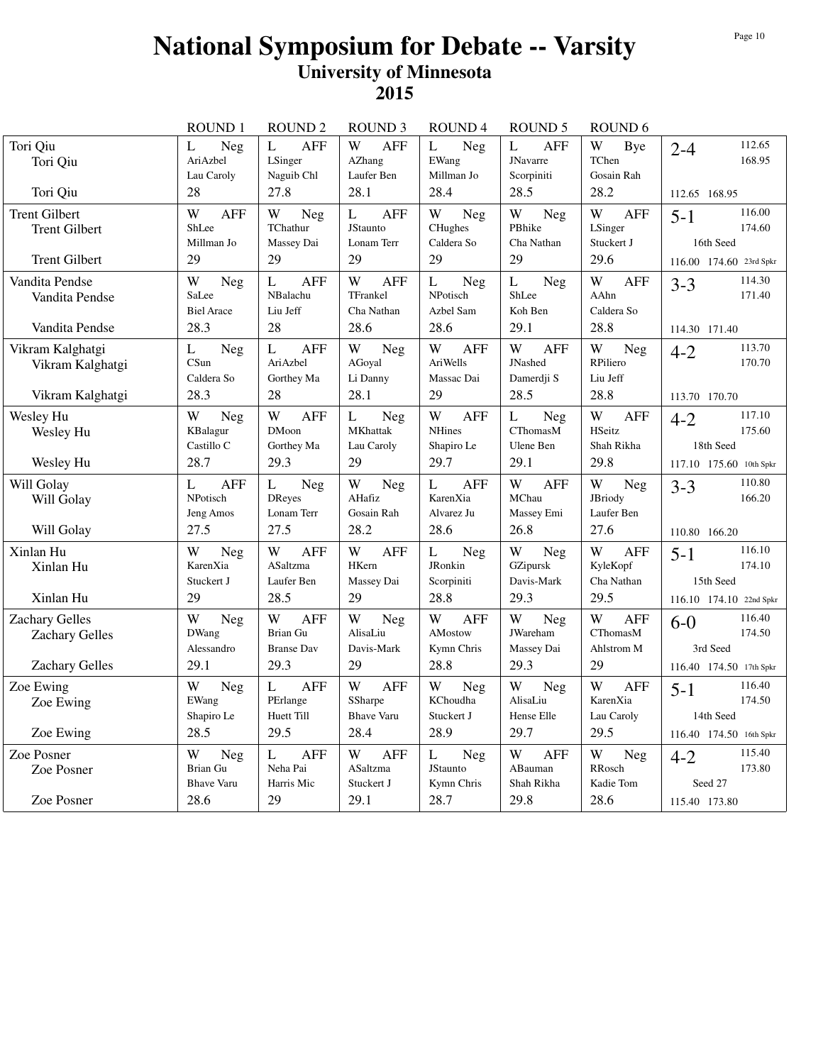# National Symposium for Debate -- Varsity

## University of Minnesota

## 2015

| | ROUND 1 | ROUND 2 | ROUND 3 | ROUND 4 | ROUND 5 | ROUND 6 | |
|---|---|---|---|---|---|---|---|
| Tori Qiu<br>Tori Qiu<br><br>Tori Qiu | L Neg<br>AriAzbel<br>Lau Caroly<br>28 | L AFF<br>LSinger<br>Naguib Chl<br>27.8 | W AFF<br>AZhang<br>Laufer Ben<br>28.1 | L Neg<br>EWang<br>Millman Jo<br>28.4 | L AFF<br>JNavarre<br>Scorpiniti<br>28.5 | W Bye<br>TChen<br>Gosain Rah<br>28.2 | 2-4 112.65 168.95<br><br>112.65 168.95 |
| Trent Gilbert<br>Trent Gilbert<br><br>Trent Gilbert | W AFF<br>ShLee<br>Millman Jo<br>29 | W Neg<br>TChathur<br>Massey Dai<br>29 | L AFF<br>JStaunto<br>Lonam Terr<br>29 | W Neg<br>CHughes<br>Caldera So<br>29 | W Neg<br>PBhike<br>Cha Nathan<br>29 | W AFF<br>LSinger<br>Stuckert J<br>29.6 | 5-1 116.00 174.60<br>16th Seed<br>116.00 174.60 23rd Spkr |
| Vandita Pendse<br>Vandita Pendse<br><br>Vandita Pendse | W Neg<br>SaLee<br>Biel Arace<br>28.3 | L AFF<br>NBalachu<br>Liu Jeff<br>28 | W AFF<br>TFrankel<br>Cha Nathan<br>28.6 | L Neg<br>NPotisch<br>Azbel Sam<br>28.6 | L Neg<br>ShLee<br>Koh Ben<br>29.1 | W AFF<br>AAhn<br>Caldera So<br>28.8 | 3-3 114.30 171.40<br><br>114.30 171.40 |
| Vikram Kalghatgi<br>Vikram Kalghatgi<br><br>Vikram Kalghatgi | L Neg<br>CSun<br>Caldera So<br>28.3 | L AFF<br>AriAzbel<br>Gorthey Ma<br>28 | W Neg<br>AGoyal<br>Li Danny<br>28.1 | W AFF<br>AriWells<br>Massac Dai<br>29 | W AFF<br>JNashed<br>Damerdji S<br>28.5 | W Neg<br>RPiliero<br>Liu Jeff<br>28.8 | 4-2 113.70 170.70<br><br>113.70 170.70 |
| Wesley Hu<br>Wesley Hu<br><br>Wesley Hu | W Neg<br>KBalagur<br>Castillo C<br>28.7 | W AFF<br>DMoon<br>Gorthey Ma<br>29.3 | L Neg<br>MKhattak<br>Lau Caroly<br>29 | W AFF<br>NHines<br>Shapiro Le<br>29.7 | L Neg<br>CThomasM<br>Ulene Ben<br>29.1 | W AFF<br>HSeitz<br>Shah Rikha<br>29.8 | 4-2 117.10 175.60<br>18th Seed<br>117.10 175.60 10th Spkr |
| Will Golay<br>Will Golay<br><br>Will Golay | L AFF<br>NPotisch<br>Jeng Amos<br>27.5 | L Neg<br>DReyes<br>Lonam Terr<br>27.5 | W Neg<br>AHafiz<br>Gosain Rah<br>28.2 | L AFF<br>KarenXia<br>Alvarez Ju<br>28.6 | W AFF<br>MChau<br>Massey Emi<br>26.8 | W Neg<br>JBriody<br>Laufer Ben<br>27.6 | 3-3 110.80 166.20<br><br>110.80 166.20 |
| Xinlan Hu<br>Xinlan Hu<br><br>Xinlan Hu | W Neg<br>KarenXia<br>Stuckert J<br>29 | W AFF<br>ASaltzma<br>Laufer Ben<br>28.5 | W AFF<br>HKern<br>Massey Dai<br>29 | L Neg<br>JRonkin<br>Scorpiniti<br>28.8 | W Neg<br>GZipursk<br>Davis-Mark<br>29.3 | W AFF<br>KyleKopf<br>Cha Nathan<br>29.5 | 5-1 116.10 174.10<br>15th Seed<br>116.10 174.10 22nd Spkr |
| Zachary Gelles<br>Zachary Gelles<br><br>Zachary Gelles | W Neg<br>DWang<br>Alessandro<br>29.1 | W AFF<br>Brian Gu<br>Branse Dav<br>29.3 | W Neg<br>AlisaLiu<br>Davis-Mark<br>29 | W AFF<br>AMostow<br>Kymn Chris<br>28.8 | W Neg<br>JWareham<br>Massey Dai<br>29.3 | W AFF<br>CThomasM<br>Ahlstrom M<br>29 | 6-0 116.40 174.50<br>3rd Seed<br>116.40 174.50 17th Spkr |
| Zoe Ewing<br>Zoe Ewing<br><br>Zoe Ewing | W Neg<br>EWang<br>Shapiro Le<br>28.5 | L AFF<br>PErlange<br>Huett Till<br>29.5 | W AFF<br>SSharpe<br>Bhave Varu<br>28.4 | W Neg<br>KChoudha<br>Stuckert J<br>28.9 | W Neg<br>AlisaLiu<br>Hense Elle<br>29.7 | W AFF<br>KarenXia<br>Lau Caroly<br>29.5 | 5-1 116.40 174.50<br>14th Seed<br>116.40 174.50 16th Spkr |
| Zoe Posner<br>Zoe Posner<br><br>Zoe Posner | W Neg<br>Brian Gu<br>Bhave Varu<br>28.6 | L AFF<br>Neha Pai<br>Harris Mic<br>29 | W AFF<br>ASaltzma<br>Stuckert J<br>29.1 | L Neg<br>JStaunto<br>Kymn Chris<br>28.7 | W AFF<br>ABauman<br>Shah Rikha<br>29.8 | W Neg<br>RRosch<br>Kadie Tom<br>28.6 | 4-2 115.40 173.80<br>Seed 27<br>115.40 173.80 |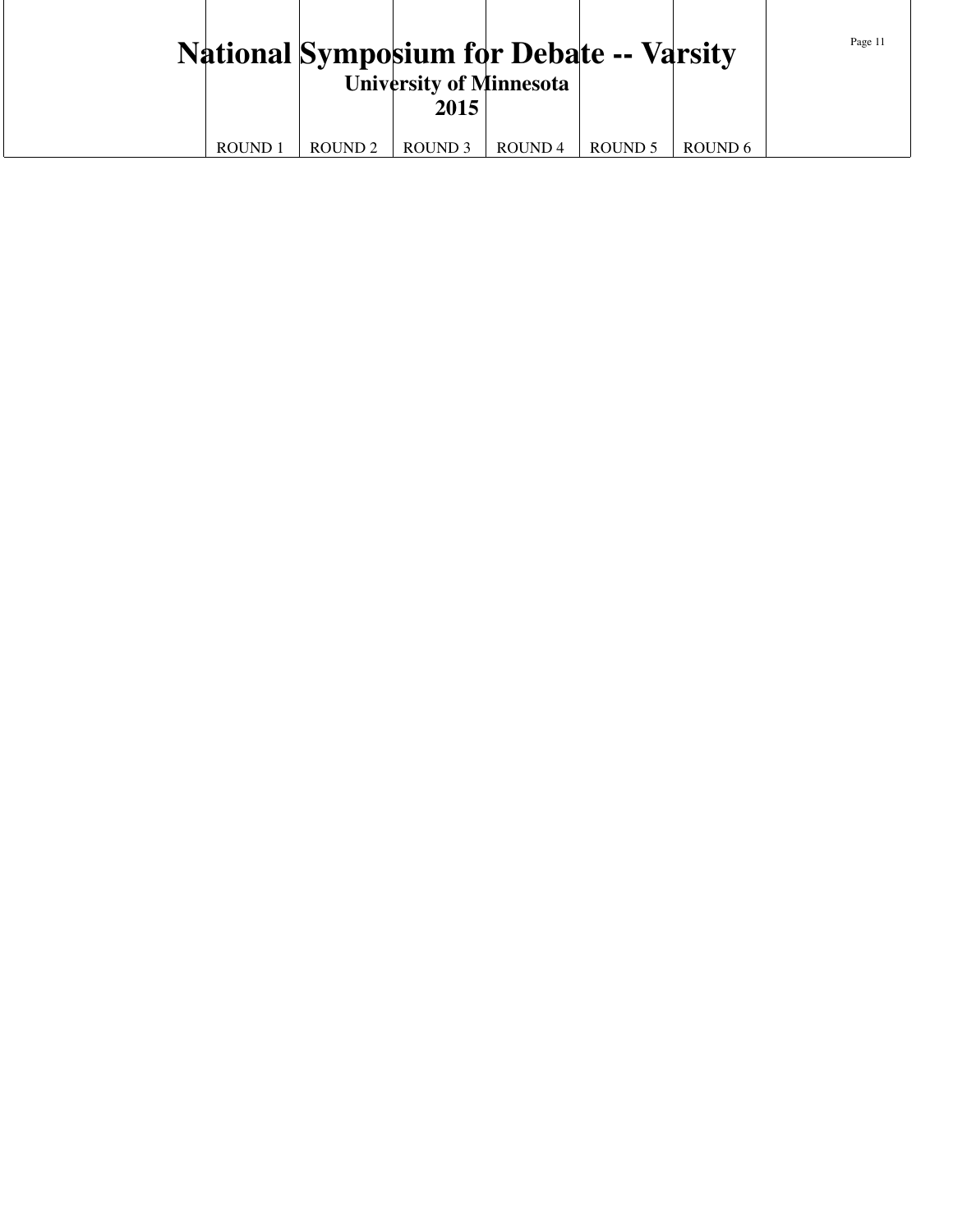# National Symposium for Debate -- Varsity

## University of Minnesota

## 2015

| | ROUND 1 | ROUND 2 | ROUND 3 | ROUND 4 | ROUND 5 | ROUND 6 | |
|---|---|---|---|---|---|---|---|